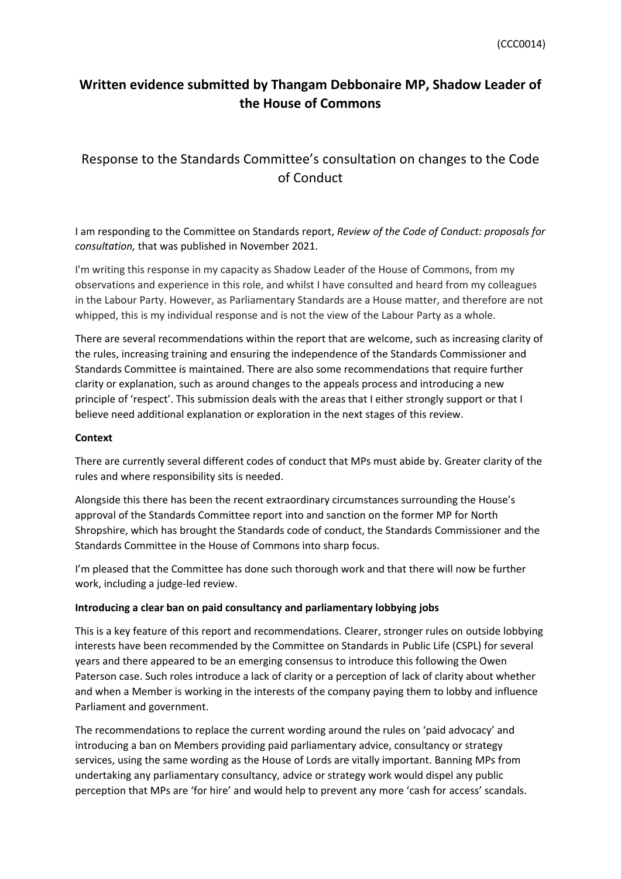(CCC0014)

# Written evidence submitted by Thangam Debbonaire MP, Shadow Leader of the House of Commons

## Response to the Standards Committee's consultation on changes to the Code of Conduct

I am responding to the Committee on Standards report, *Review of the Code of Conduct: proposals for consultation,* that was published in November 2021.

I'm writing this response in my capacity as Shadow Leader of the House of Commons, from my observations and experience in this role, and whilst I have consulted and heard from my colleagues in the Labour Party. However, as Parliamentary Standards are a House matter, and therefore are not whipped, this is my individual response and is not the view of the Labour Party as a whole.

There are several recommendations within the report that are welcome, such as increasing clarity of the rules, increasing training and ensuring the independence of the Standards Commissioner and Standards Committee is maintained. There are also some recommendations that require further clarity or explanation, such as around changes to the appeals process and introducing a new principle of 'respect'. This submission deals with the areas that I either strongly support or that I believe need additional explanation or exploration in the next stages of this review.

**Context**

There are currently several different codes of conduct that MPs must abide by. Greater clarity of the rules and where responsibility sits is needed.

Alongside this there has been the recent extraordinary circumstances surrounding the House's approval of the Standards Committee report into and sanction on the former MP for North Shropshire, which has brought the Standards code of conduct, the Standards Commissioner and the Standards Committee in the House of Commons into sharp focus.

I'm pleased that the Committee has done such thorough work and that there will now be further work, including a judge-led review.

**Introducing a clear ban on paid consultancy and parliamentary lobbying jobs**

This is a key feature of this report and recommendations. Clearer, stronger rules on outside lobbying interests have been recommended by the Committee on Standards in Public Life (CSPL) for several years and there appeared to be an emerging consensus to introduce this following the Owen Paterson case. Such roles introduce a lack of clarity or a perception of lack of clarity about whether and when a Member is working in the interests of the company paying them to lobby and influence Parliament and government.

The recommendations to replace the current wording around the rules on 'paid advocacy' and introducing a ban on Members providing paid parliamentary advice, consultancy or strategy services, using the same wording as the House of Lords are vitally important. Banning MPs from undertaking any parliamentary consultancy, advice or strategy work would dispel any public perception that MPs are 'for hire' and would help to prevent any more 'cash for access' scandals.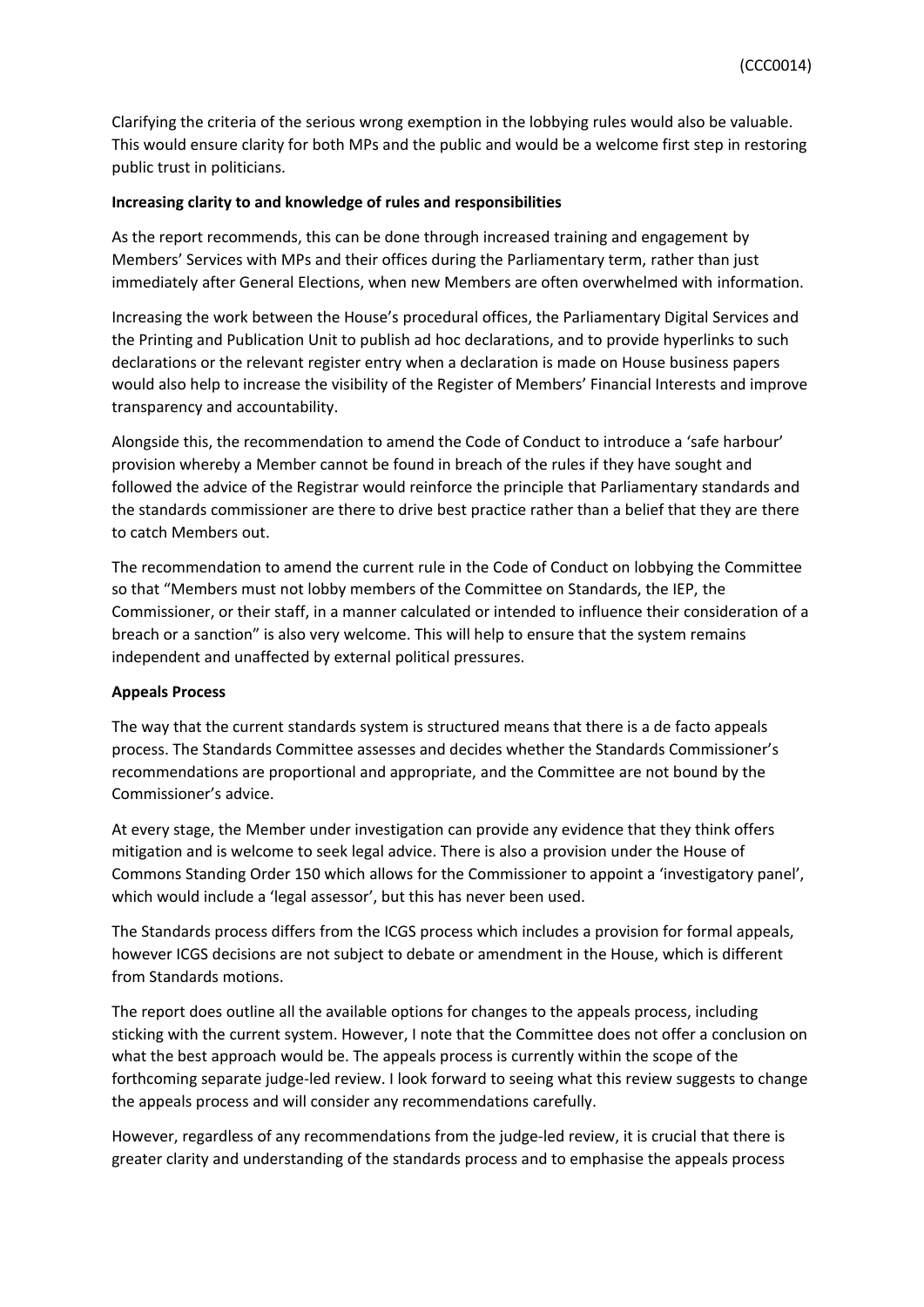Clarifying the criteria of the serious wrong exemption in the lobbying rules would also be valuable. This would ensure clarity for both MPs and the public and would be a welcome first step in restoring public trust in politicians.

**Increasing clarity to and knowledge of rules and responsibilities**

As the report recommends, this can be done through increased training and engagement by Members' Services with MPs and their offices during the Parliamentary term, rather than just immediately after General Elections, when new Members are often overwhelmed with information.

Increasing the work between the House's procedural offices, the Parliamentary Digital Services and the Printing and Publication Unit to publish ad hoc declarations, and to provide hyperlinks to such declarations or the relevant register entry when a declaration is made on House business papers would also help to increase the visibility of the Register of Members' Financial Interests and improve transparency and accountability.

Alongside this, the recommendation to amend the Code of Conduct to introduce a 'safe harbour' provision whereby a Member cannot be found in breach of the rules if they have sought and followed the advice of the Registrar would reinforce the principle that Parliamentary standards and the standards commissioner are there to drive best practice rather than a belief that they are there to catch Members out.

The recommendation to amend the current rule in the Code of Conduct on lobbying the Committee so that "Members must not lobby members of the Committee on Standards, the IEP, the Commissioner, or their staff, in a manner calculated or intended to influence their consideration of a breach or a sanction" is also very welcome. This will help to ensure that the system remains independent and unaffected by external political pressures.

**Appeals Process**

The way that the current standards system is structured means that there is a de facto appeals process. The Standards Committee assesses and decides whether the Standards Commissioner's recommendations are proportional and appropriate, and the Committee are not bound by the Commissioner's advice.

At every stage, the Member under investigation can provide any evidence that they think offers mitigation and is welcome to seek legal advice. There is also a provision under the House of Commons Standing Order 150 which allows for the Commissioner to appoint a 'investigatory panel', which would include a 'legal assessor', but this has never been used.

The Standards process differs from the ICGS process which includes a provision for formal appeals, however ICGS decisions are not subject to debate or amendment in the House, which is different from Standards motions.

The report does outline all the available options for changes to the appeals process, including sticking with the current system. However, I note that the Committee does not offer a conclusion on what the best approach would be. The appeals process is currently within the scope of the forthcoming separate judge-led review. I look forward to seeing what this review suggests to change the appeals process and will consider any recommendations carefully.

However, regardless of any recommendations from the judge-led review, it is crucial that there is greater clarity and understanding of the standards process and to emphasise the appeals process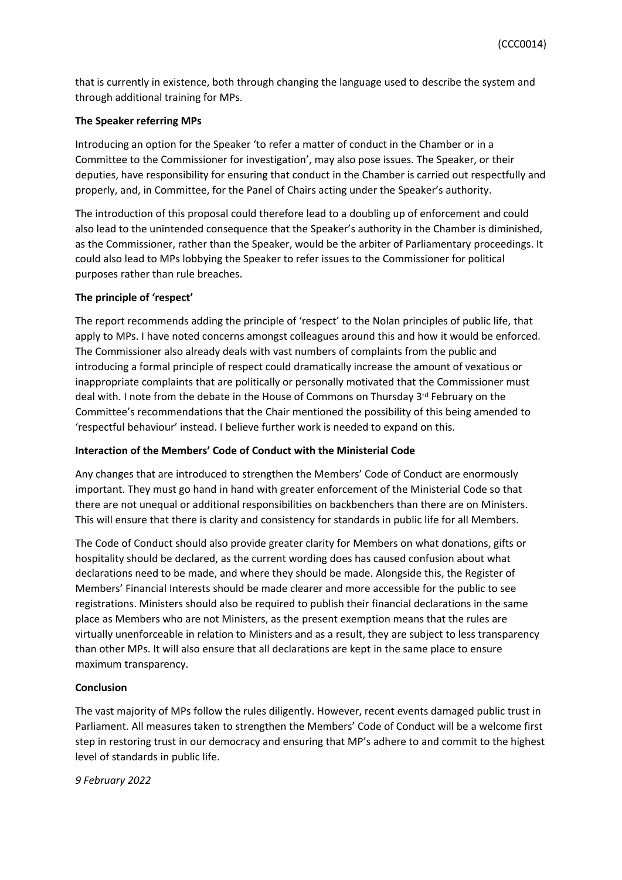that is currently in existence, both through changing the language used to describe the system and through additional training for MPs.

**The Speaker referring MPs**

Introducing an option for the Speaker 'to refer a matter of conduct in the Chamber or in a Committee to the Commissioner for investigation', may also pose issues. The Speaker, or their deputies, have responsibility for ensuring that conduct in the Chamber is carried out respectfully and properly, and, in Committee, for the Panel of Chairs acting under the Speaker's authority.

The introduction of this proposal could therefore lead to a doubling up of enforcement and could also lead to the unintended consequence that the Speaker's authority in the Chamber is diminished, as the Commissioner, rather than the Speaker, would be the arbiter of Parliamentary proceedings. It could also lead to MPs lobbying the Speaker to refer issues to the Commissioner for political purposes rather than rule breaches.

**The principle of 'respect'**

The report recommends adding the principle of 'respect' to the Nolan principles of public life, that apply to MPs. I have noted concerns amongst colleagues around this and how it would be enforced. The Commissioner also already deals with vast numbers of complaints from the public and introducing a formal principle of respect could dramatically increase the amount of vexatious or inappropriate complaints that are politically or personally motivated that the Commissioner must deal with. I note from the debate in the House of Commons on Thursday 3rd February on the Committee's recommendations that the Chair mentioned the possibility of this being amended to 'respectful behaviour' instead. I believe further work is needed to expand on this.

**Interaction of the Members' Code of Conduct with the Ministerial Code**

Any changes that are introduced to strengthen the Members' Code of Conduct are enormously important. They must go hand in hand with greater enforcement of the Ministerial Code so that there are not unequal or additional responsibilities on backbenchers than there are on Ministers. This will ensure that there is clarity and consistency for standards in public life for all Members.

The Code of Conduct should also provide greater clarity for Members on what donations, gifts or hospitality should be declared, as the current wording does has caused confusion about what declarations need to be made, and where they should be made. Alongside this, the Register of Members' Financial Interests should be made clearer and more accessible for the public to see registrations. Ministers should also be required to publish their financial declarations in the same place as Members who are not Ministers, as the present exemption means that the rules are virtually unenforceable in relation to Ministers and as a result, they are subject to less transparency than other MPs. It will also ensure that all declarations are kept in the same place to ensure maximum transparency.

**Conclusion**

The vast majority of MPs follow the rules diligently. However, recent events damaged public trust in Parliament. All measures taken to strengthen the Members' Code of Conduct will be a welcome first step in restoring trust in our democracy and ensuring that MP's adhere to and commit to the highest level of standards in public life.

*9 February 2022*